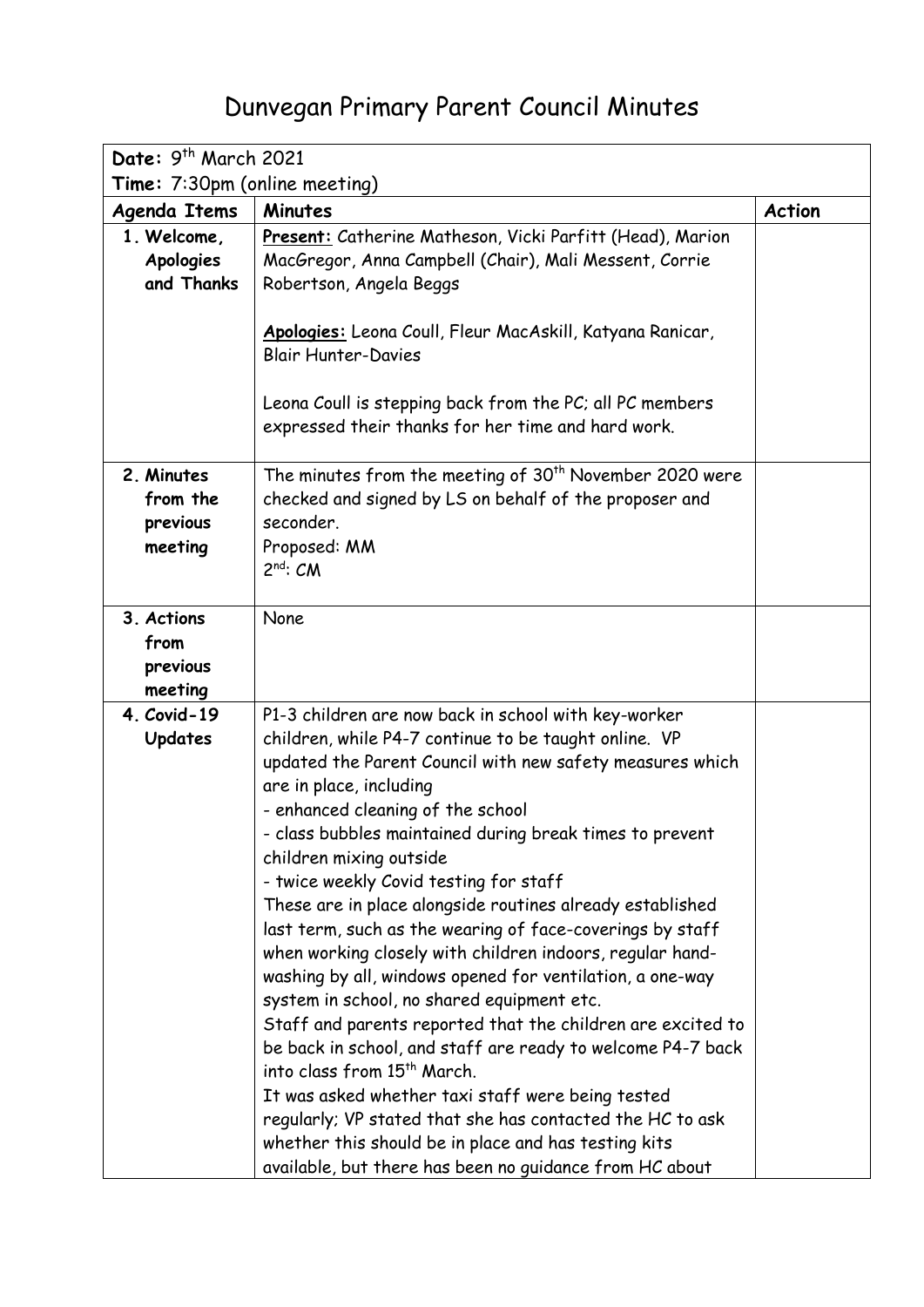# Dunvegan Primary Parent Council Minutes

| **Date:** 9th March 2021 | | |
|---|---|---|
| **Time:** 7:30pm (online meeting) | | |
| **Agenda Items** | **Minutes** | **Action** |
| 1. Welcome, Apologies and Thanks | **Present:** Catherine Matheson, Vicki Parfitt (Head), Marion MacGregor, Anna Campbell (Chair), Mali Messent, Corrie Robertson, Angela Beggs<br><br>**Apologies:** Leona Coull, Fleur MacAskill, Katyana Ranicar, Blair Hunter-Davies<br><br>Leona Coull is stepping back from the PC; all PC members expressed their thanks for her time and hard work. | |
| 2. Minutes from the previous meeting | The minutes from the meeting of 30th November 2020 were checked and signed by LS on behalf of the proposer and seconder.<br>Proposed: MM<br>2nd: CM | |
| 3. Actions from previous meeting | None | |
| 4. Covid-19 Updates | P1-3 children are now back in school with key-worker children, while P4-7 continue to be taught online. VP updated the Parent Council with new safety measures which are in place, including<br>- enhanced cleaning of the school<br>- class bubbles maintained during break times to prevent children mixing outside<br>- twice weekly Covid testing for staff<br>These are in place alongside routines already established last term, such as the wearing of face-coverings by staff when working closely with children indoors, regular hand-washing by all, windows opened for ventilation, a one-way system in school, no shared equipment etc.<br>Staff and parents reported that the children are excited to be back in school, and staff are ready to welcome P4-7 back into class from 15th March.<br>It was asked whether taxi staff were being tested regularly; VP stated that she has contacted the HC to ask whether this should be in place and has testing kits available, but there has been no guidance from HC about | |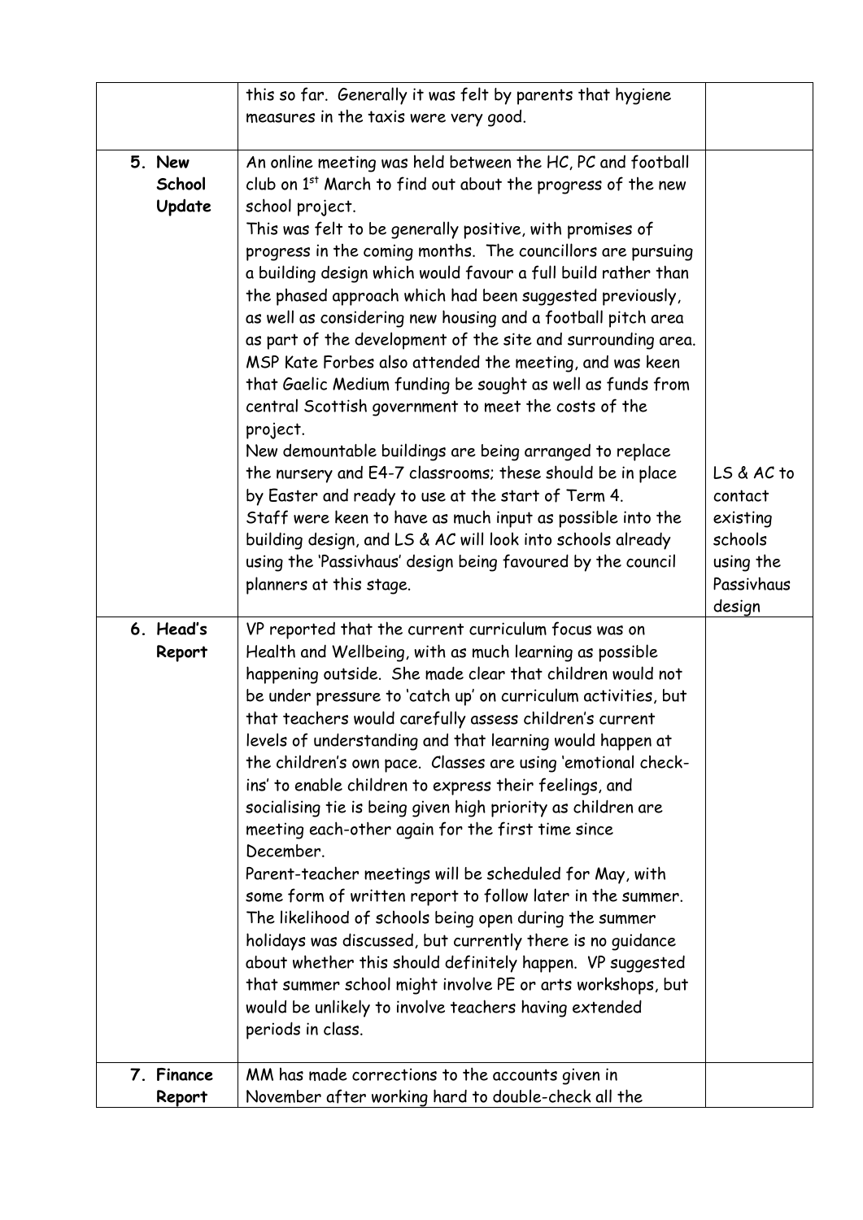| | | |
|---|---|---|
| | this so far. Generally it was felt by parents that hygiene measures in the taxis were very good. | |
| **5. New School Update** | An online meeting was held between the HC, PC and football club on 1st March to find out about the progress of the new school project.<br>This was felt to be generally positive, with promises of progress in the coming months. The councillors are pursuing a building design which would favour a full build rather than the phased approach which had been suggested previously, as well as considering new housing and a football pitch area as part of the development of the site and surrounding area. MSP Kate Forbes also attended the meeting, and was keen that Gaelic Medium funding be sought as well as funds from central Scottish government to meet the costs of the project.<br>New demountable buildings are being arranged to replace the nursery and E4-7 classrooms; these should be in place by Easter and ready to use at the start of Term 4.<br>Staff were keen to have as much input as possible into the building design, and LS & AC will look into schools already using the 'Passivhaus' design being favoured by the council planners at this stage. | LS & AC to contact existing schools using the Passivhaus design |
| **6. Head's Report** | VP reported that the current curriculum focus was on Health and Wellbeing, with as much learning as possible happening outside. She made clear that children would not be under pressure to 'catch up' on curriculum activities, but that teachers would carefully assess children's current levels of understanding and that learning would happen at the children's own pace. Classes are using 'emotional check-ins' to enable children to express their feelings, and socialising tie is being given high priority as children are meeting each-other again for the first time since December.<br>Parent-teacher meetings will be scheduled for May, with some form of written report to follow later in the summer.<br>The likelihood of schools being open during the summer holidays was discussed, but currently there is no guidance about whether this should definitely happen. VP suggested that summer school might involve PE or arts workshops, but would be unlikely to involve teachers having extended periods in class. | |
| **7. Finance Report** | MM has made corrections to the accounts given in November after working hard to double-check all the | |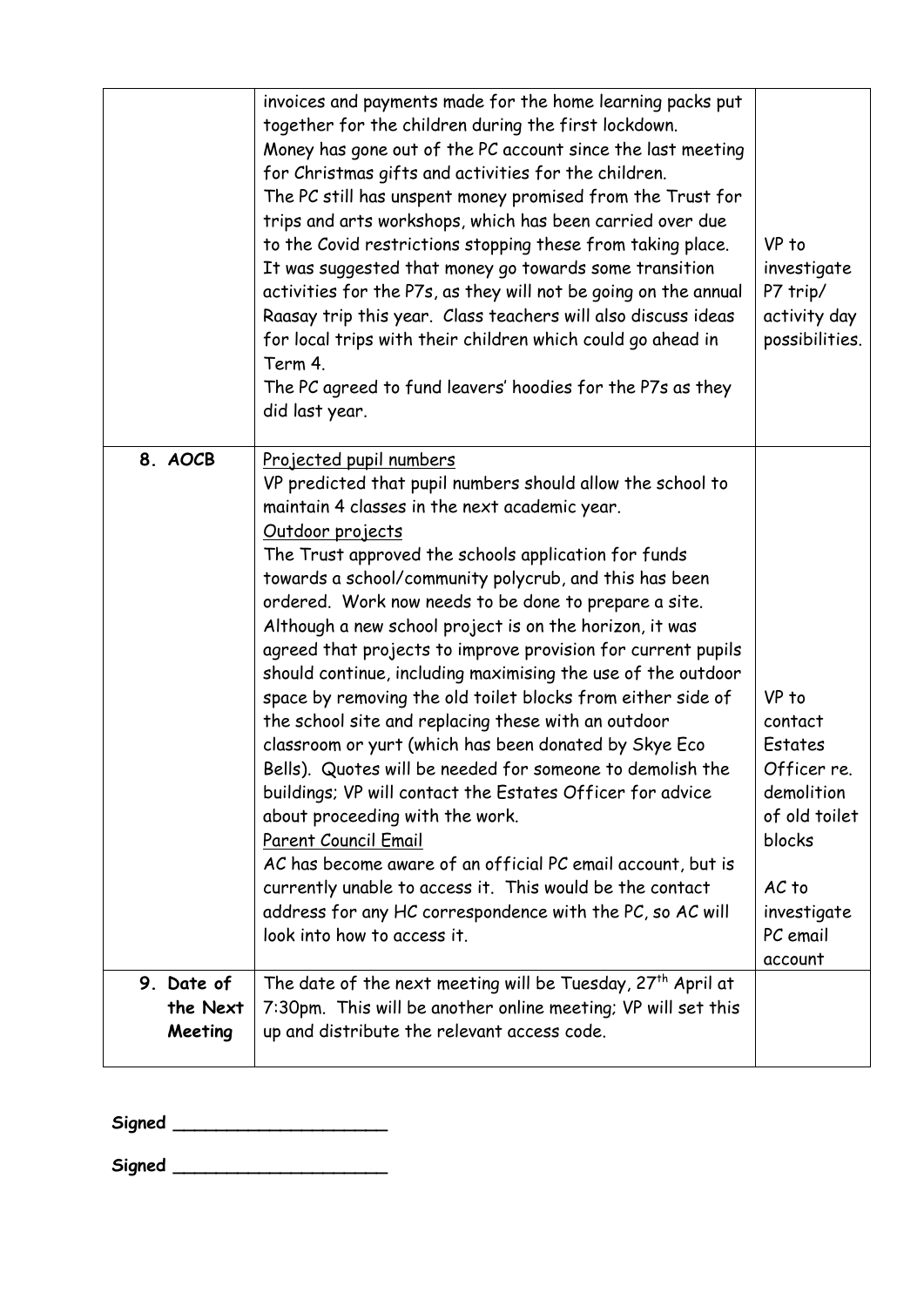| | | |
|---|---|---|
| | invoices and payments made for the home learning packs put together for the children during the first lockdown.<br>Money has gone out of the PC account since the last meeting for Christmas gifts and activities for the children.<br>The PC still has unspent money promised from the Trust for trips and arts workshops, which has been carried over due to the Covid restrictions stopping these from taking place. It was suggested that money go towards some transition activities for the P7s, as they will not be going on the annual Raasay trip this year. Class teachers will also discuss ideas for local trips with their children which could go ahead in Term 4.<br>The PC agreed to fund leavers' hoodies for the P7s as they did last year. | VP to investigate P7 trip/ activity day possibilities. |
| **8. AOCB** | Projected pupil numbers<br>VP predicted that pupil numbers should allow the school to maintain 4 classes in the next academic year.<br>Outdoor projects<br>The Trust approved the schools application for funds towards a school/community polycrub, and this has been ordered. Work now needs to be done to prepare a site. Although a new school project is on the horizon, it was agreed that projects to improve provision for current pupils should continue, including maximising the use of the outdoor space by removing the old toilet blocks from either side of the school site and replacing these with an outdoor classroom or yurt (which has been donated by Skye Eco Bells). Quotes will be needed for someone to demolish the buildings; VP will contact the Estates Officer for advice about proceeding with the work.<br>Parent Council Email<br>AC has become aware of an official PC email account, but is currently unable to access it. This would be the contact address for any HC correspondence with the PC, so AC will look into how to access it. | VP to contact Estates Officer re. demolition of old toilet blocks<br><br>AC to investigate PC email account |
| **9. Date of the Next Meeting** | The date of the next meeting will be Tuesday, 27th April at 7:30pm. This will be another online meeting; VP will set this up and distribute the relevant access code. | |

**Signed** ____________________

**Signed** ____________________